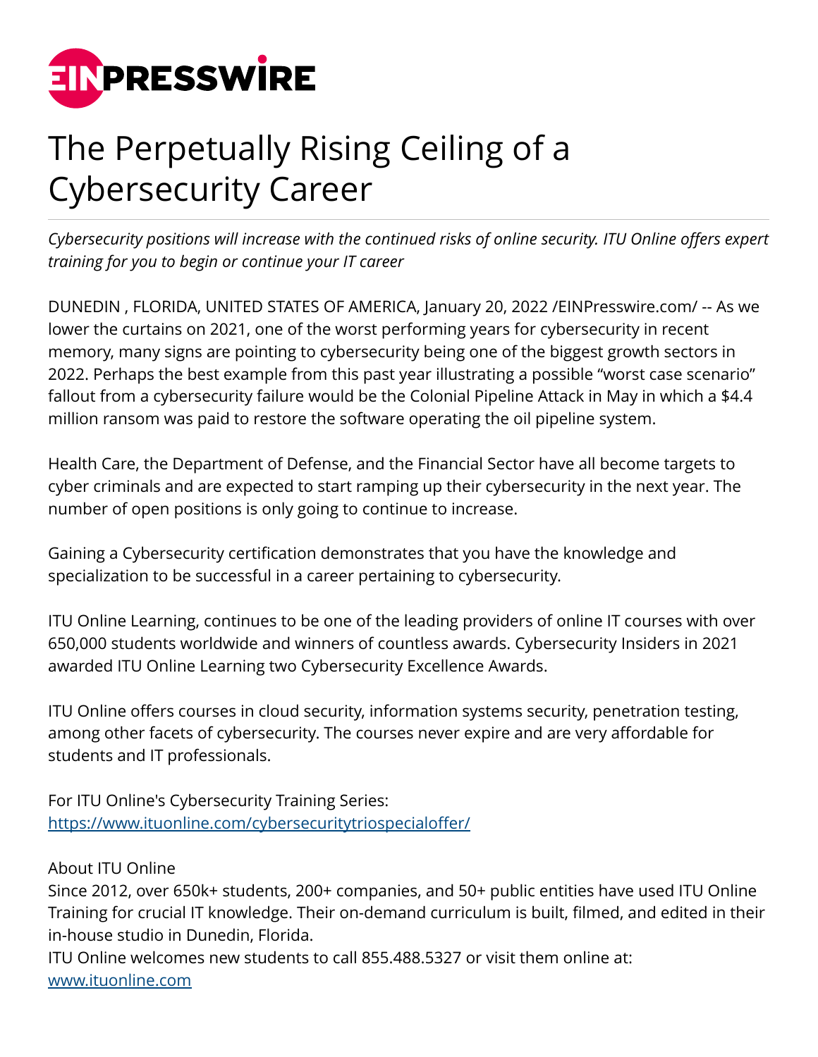# The Perpetually Rising Ceiling of a Cybersecurity Career

*Cybersecurity positions will increase with the continued risks of online security. ITU Online offers expert training for you to begin or continue your IT career*

DUNEDIN , FLORIDA, UNITED STATES OF AMERICA, January 20, 2022 /EINPresswire.com/ -- As we lower the curtains on 2021, one of the worst performing years for cybersecurity in recent memory, many signs are pointing to cybersecurity being one of the biggest growth sectors in 2022. Perhaps the best example from this past year illustrating a possible "worst case scenario" fallout from a cybersecurity failure would be the Colonial Pipeline Attack in May in which a $4.4 million ransom was paid to restore the software operating the oil pipeline system.

Health Care, the Department of Defense, and the Financial Sector have all become targets to cyber criminals and are expected to start ramping up their cybersecurity in the next year. The number of open positions is only going to continue to increase.

Gaining a Cybersecurity certification demonstrates that you have the knowledge and specialization to be successful in a career pertaining to cybersecurity.

ITU Online Learning, continues to be one of the leading providers of online IT courses with over 650,000 students worldwide and winners of countless awards. Cybersecurity Insiders in 2021 awarded ITU Online Learning two Cybersecurity Excellence Awards.

ITU Online offers courses in cloud security, information systems security, penetration testing, among other facets of cybersecurity. The courses never expire and are very affordable for students and IT professionals.

For ITU Online's Cybersecurity Training Series:
https://www.ituonline.com/cybersecuritytriospecialoffer/

About ITU Online
Since 2012, over 650k+ students, 200+ companies, and 50+ public entities have used ITU Online Training for crucial IT knowledge. Their on-demand curriculum is built, filmed, and edited in their in-house studio in Dunedin, Florida.
ITU Online welcomes new students to call 855.488.5327 or visit them online at:
www.ituonline.com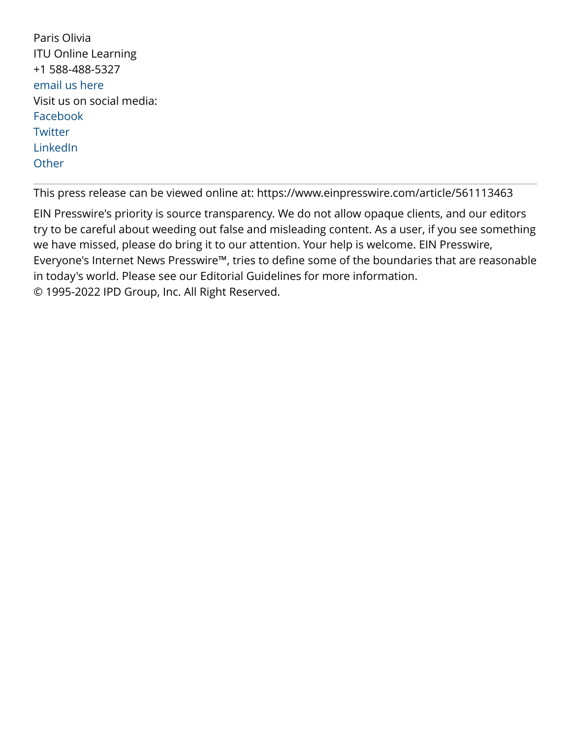Paris Olivia
ITU Online Learning
+1 588-488-5327
email us here
Visit us on social media:
Facebook
Twitter
LinkedIn
Other

---

This press release can be viewed online at: https://www.einpresswire.com/article/561113463

EIN Presswire's priority is source transparency. We do not allow opaque clients, and our editors try to be careful about weeding out false and misleading content. As a user, if you see something we have missed, please do bring it to our attention. Your help is welcome. EIN Presswire, Everyone's Internet News Presswire™, tries to define some of the boundaries that are reasonable in today's world. Please see our Editorial Guidelines for more information.
© 1995-2022 IPD Group, Inc. All Right Reserved.